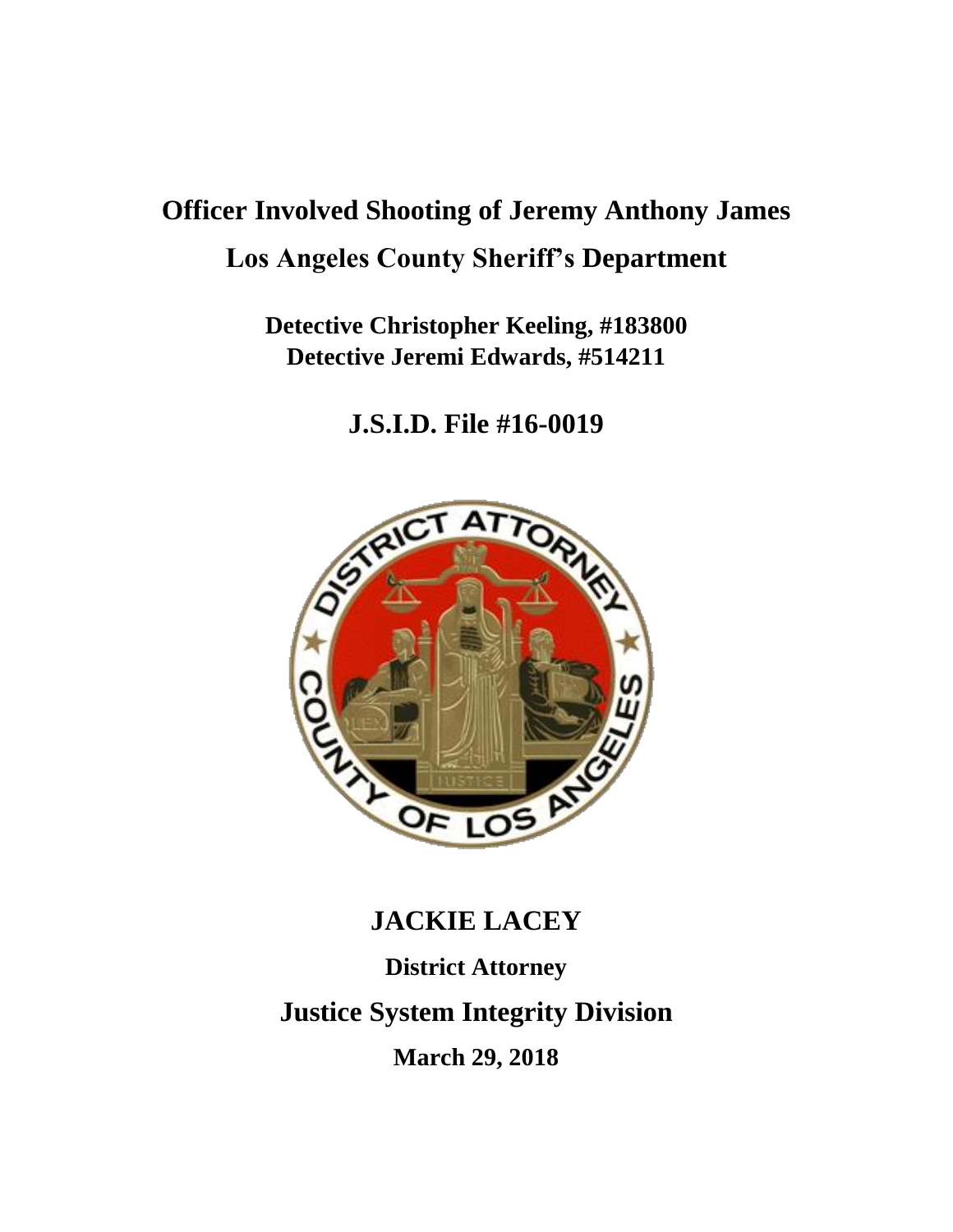# Officer Involved Shooting of Jeremy Anthony James

## Los Angeles County Sheriff's Department

**Detective Christopher Keeling, #183800**
**Detective Jeremi Edwards, #514211**

## J.S.I.D. File #16-0019

## JACKIE LACEY

**District Attorney**

## Justice System Integrity Division

**March 29, 2018**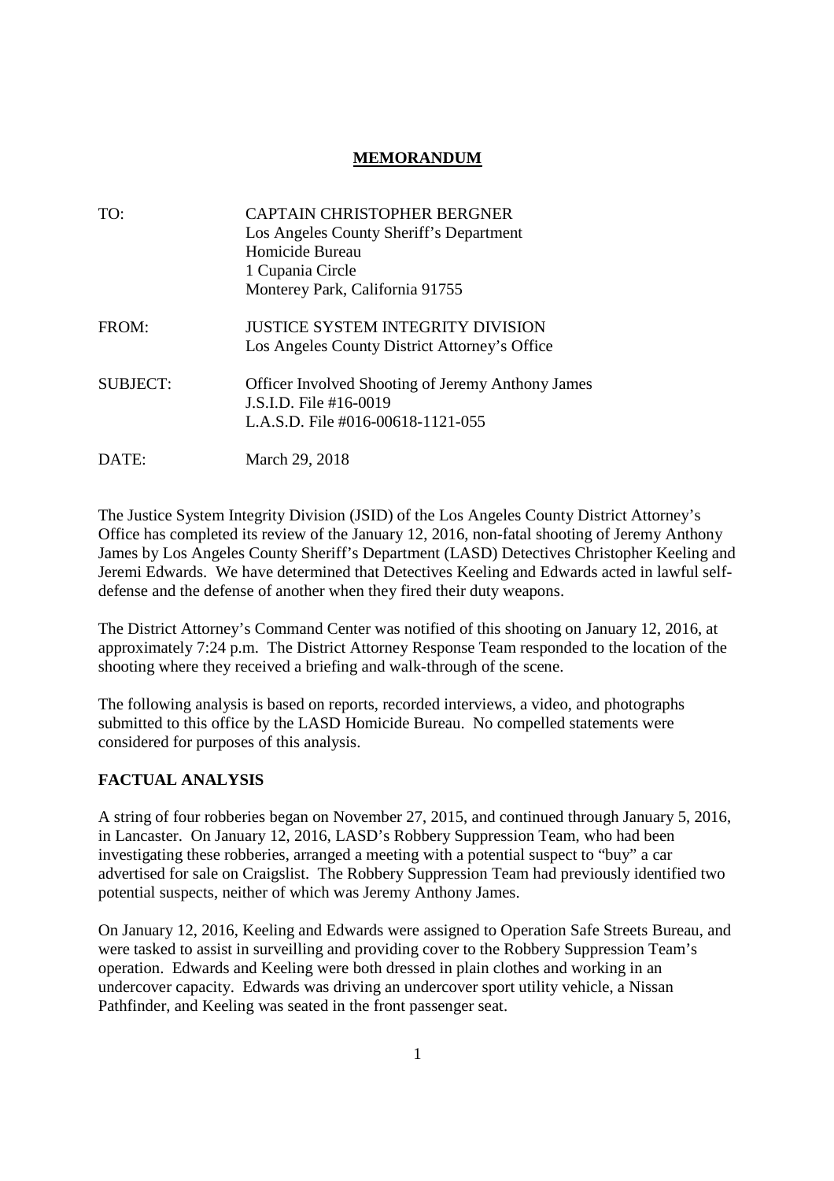# MEMORANDUM

| | |
|---|---|
| TO: | CAPTAIN CHRISTOPHER BERGNER<br>Los Angeles County Sheriff's Department<br>Homicide Bureau<br>1 Cupania Circle<br>Monterey Park, California 91755 |
| FROM: | JUSTICE SYSTEM INTEGRITY DIVISION<br>Los Angeles County District Attorney's Office |
| SUBJECT: | Officer Involved Shooting of Jeremy Anthony James<br>J.S.I.D. File #16-0019<br>L.A.S.D. File #016-00618-1121-055 |
| DATE: | March 29, 2018 |

The Justice System Integrity Division (JSID) of the Los Angeles County District Attorney's Office has completed its review of the January 12, 2016, non-fatal shooting of Jeremy Anthony James by Los Angeles County Sheriff's Department (LASD) Detectives Christopher Keeling and Jeremi Edwards. We have determined that Detectives Keeling and Edwards acted in lawful self-defense and the defense of another when they fired their duty weapons.

The District Attorney's Command Center was notified of this shooting on January 12, 2016, at approximately 7:24 p.m. The District Attorney Response Team responded to the location of the shooting where they received a briefing and walk-through of the scene.

The following analysis is based on reports, recorded interviews, a video, and photographs submitted to this office by the LASD Homicide Bureau. No compelled statements were considered for purposes of this analysis.

## FACTUAL ANALYSIS

A string of four robberies began on November 27, 2015, and continued through January 5, 2016, in Lancaster. On January 12, 2016, LASD's Robbery Suppression Team, who had been investigating these robberies, arranged a meeting with a potential suspect to "buy" a car advertised for sale on Craigslist. The Robbery Suppression Team had previously identified two potential suspects, neither of which was Jeremy Anthony James.

On January 12, 2016, Keeling and Edwards were assigned to Operation Safe Streets Bureau, and were tasked to assist in surveilling and providing cover to the Robbery Suppression Team's operation. Edwards and Keeling were both dressed in plain clothes and working in an undercover capacity. Edwards was driving an undercover sport utility vehicle, a Nissan Pathfinder, and Keeling was seated in the front passenger seat.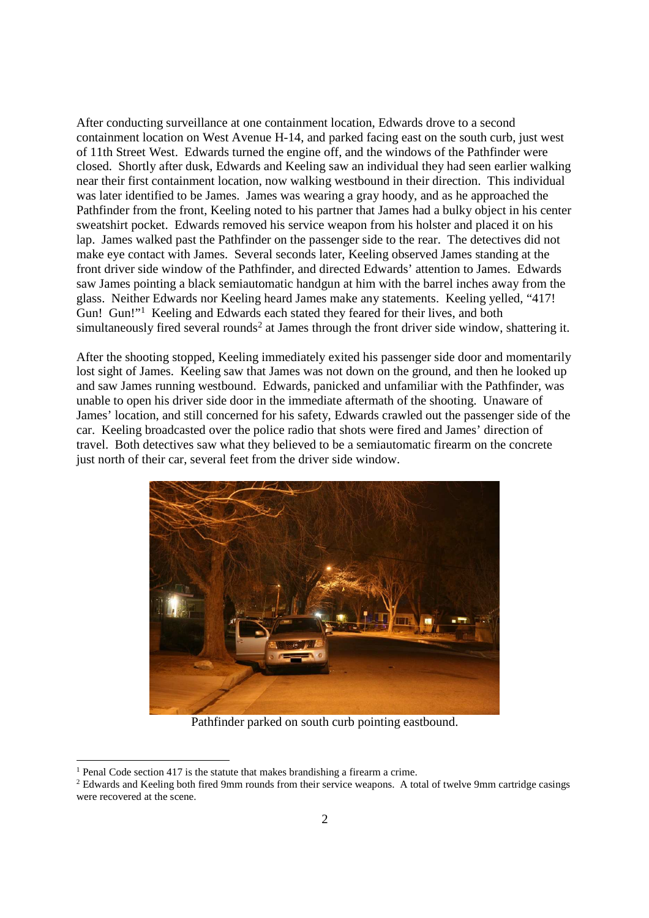After conducting surveillance at one containment location, Edwards drove to a second containment location on West Avenue H-14, and parked facing east on the south curb, just west of 11th Street West. Edwards turned the engine off, and the windows of the Pathfinder were closed. Shortly after dusk, Edwards and Keeling saw an individual they had seen earlier walking near their first containment location, now walking westbound in their direction. This individual was later identified to be James. James was wearing a gray hoody, and as he approached the Pathfinder from the front, Keeling noted to his partner that James had a bulky object in his center sweatshirt pocket. Edwards removed his service weapon from his holster and placed it on his lap. James walked past the Pathfinder on the passenger side to the rear. The detectives did not make eye contact with James. Several seconds later, Keeling observed James standing at the front driver side window of the Pathfinder, and directed Edwards' attention to James. Edwards saw James pointing a black semiautomatic handgun at him with the barrel inches away from the glass. Neither Edwards nor Keeling heard James make any statements. Keeling yelled, "417! Gun! Gun!"[1] Keeling and Edwards each stated they feared for their lives, and both simultaneously fired several rounds[2] at James through the front driver side window, shattering it.

After the shooting stopped, Keeling immediately exited his passenger side door and momentarily lost sight of James. Keeling saw that James was not down on the ground, and then he looked up and saw James running westbound. Edwards, panicked and unfamiliar with the Pathfinder, was unable to open his driver side door in the immediate aftermath of the shooting. Unaware of James' location, and still concerned for his safety, Edwards crawled out the passenger side of the car. Keeling broadcasted over the police radio that shots were fired and James' direction of travel. Both detectives saw what they believed to be a semiautomatic firearm on the concrete just north of their car, several feet from the driver side window.

Pathfinder parked on south curb pointing eastbound.

[1] Penal Code section 417 is the statute that makes brandishing a firearm a crime.

[2] Edwards and Keeling both fired 9mm rounds from their service weapons. A total of twelve 9mm cartridge casings were recovered at the scene.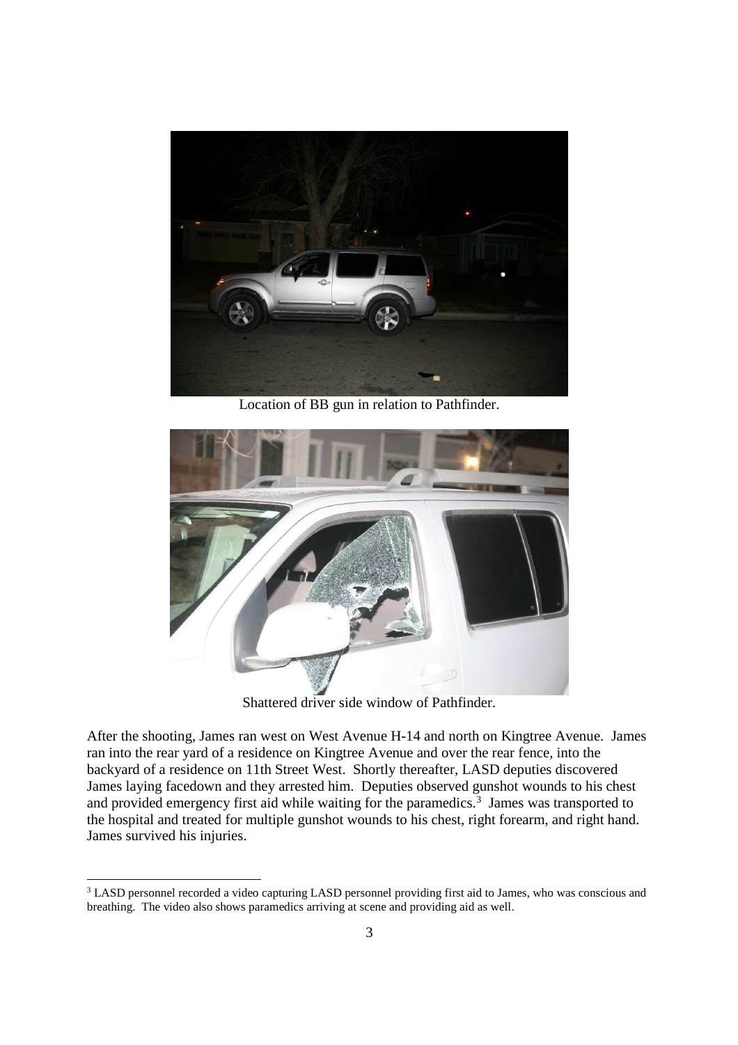Location of BB gun in relation to Pathfinder.

Shattered driver side window of Pathfinder.

After the shooting, James ran west on West Avenue H-14 and north on Kingtree Avenue. James ran into the rear yard of a residence on Kingtree Avenue and over the rear fence, into the backyard of a residence on 11th Street West. Shortly thereafter, LASD deputies discovered James laying facedown and they arrested him. Deputies observed gunshot wounds to his chest and provided emergency first aid while waiting for the paramedics.[3] James was transported to the hospital and treated for multiple gunshot wounds to his chest, right forearm, and right hand. James survived his injuries.

[3] LASD personnel recorded a video capturing LASD personnel providing first aid to James, who was conscious and breathing. The video also shows paramedics arriving at scene and providing aid as well.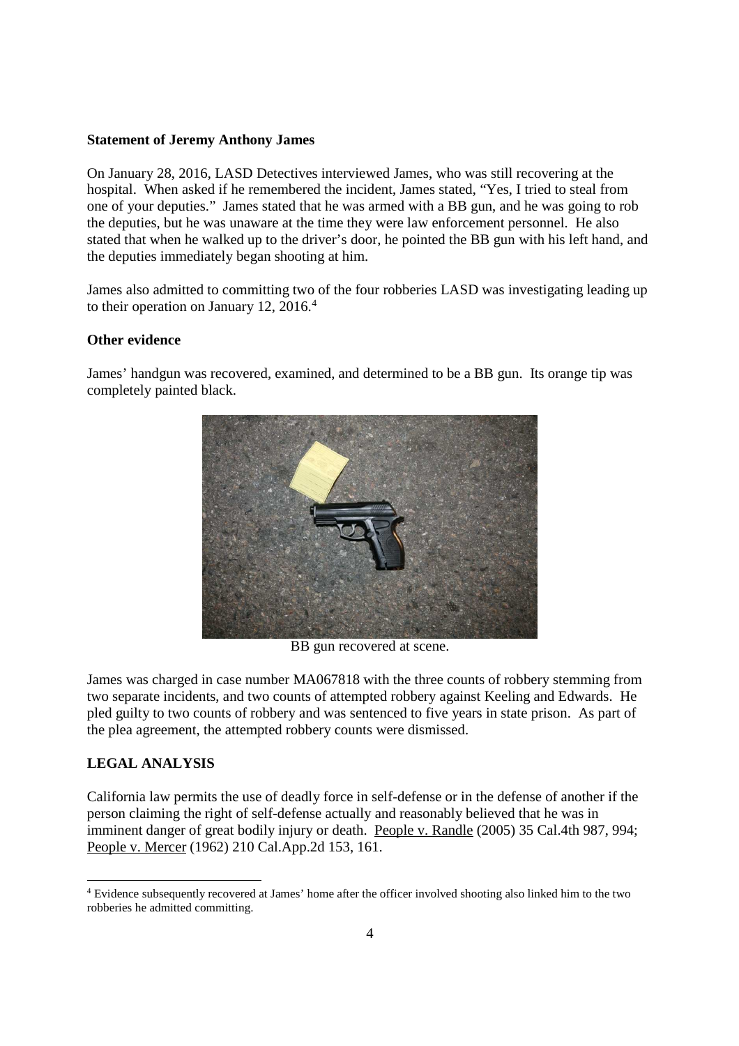**Statement of Jeremy Anthony James**

On January 28, 2016, LASD Detectives interviewed James, who was still recovering at the hospital. When asked if he remembered the incident, James stated, "Yes, I tried to steal from one of your deputies." James stated that he was armed with a BB gun, and he was going to rob the deputies, but he was unaware at the time they were law enforcement personnel. He also stated that when he walked up to the driver's door, he pointed the BB gun with his left hand, and the deputies immediately began shooting at him.

James also admitted to committing two of the four robberies LASD was investigating leading up to their operation on January 12, 2016.[4]

**Other evidence**

James' handgun was recovered, examined, and determined to be a BB gun. Its orange tip was completely painted black.

BB gun recovered at scene.

James was charged in case number MA067818 with the three counts of robbery stemming from two separate incidents, and two counts of attempted robbery against Keeling and Edwards. He pled guilty to two counts of robbery and was sentenced to five years in state prison. As part of the plea agreement, the attempted robbery counts were dismissed.

## LEGAL ANALYSIS

California law permits the use of deadly force in self-defense or in the defense of another if the person claiming the right of self-defense actually and reasonably believed that he was in imminent danger of great bodily injury or death. People v. Randle (2005) 35 Cal.4th 987, 994; People v. Mercer (1962) 210 Cal.App.2d 153, 161.

---

[4] Evidence subsequently recovered at James' home after the officer involved shooting also linked him to the two robberies he admitted committing.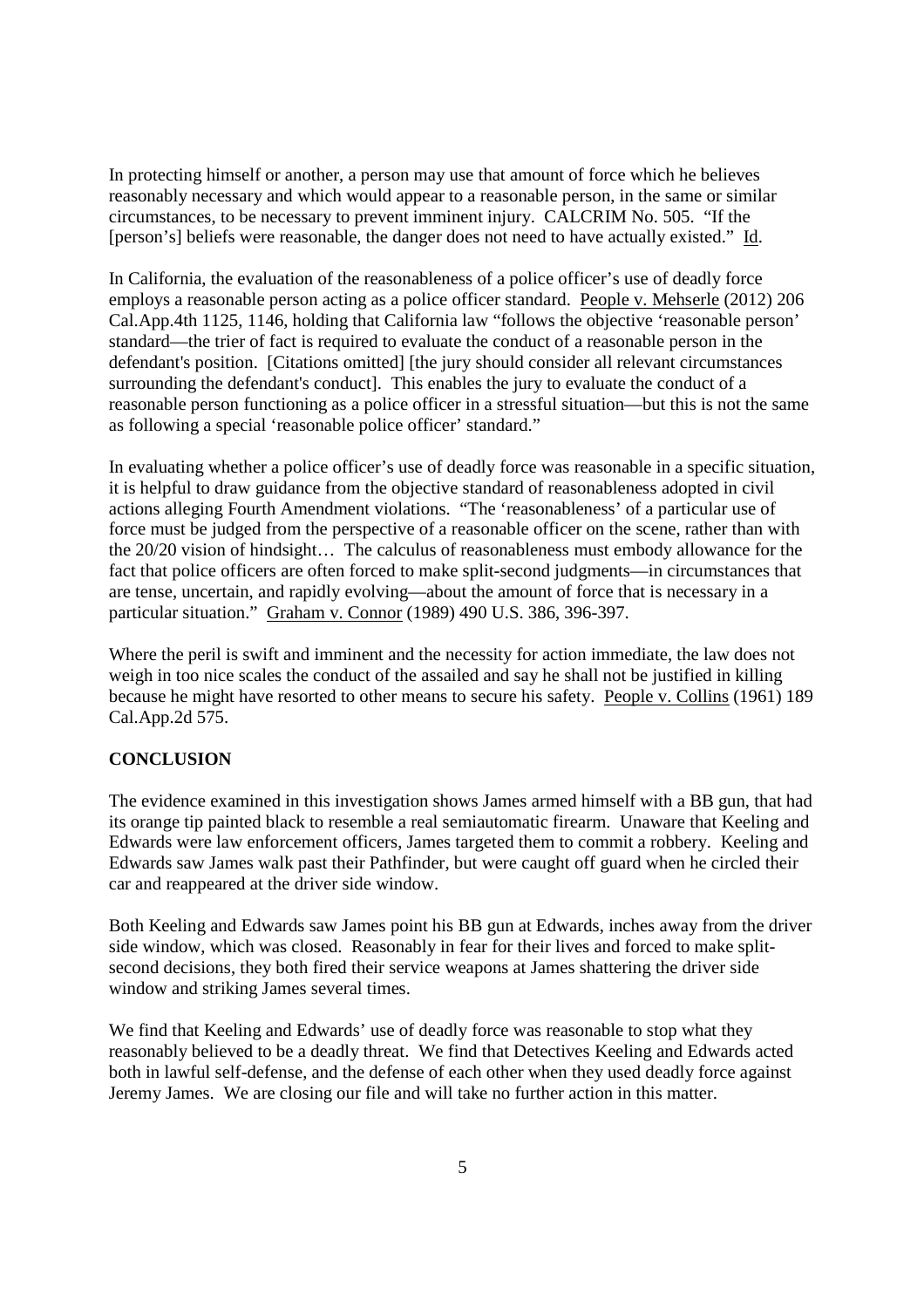In protecting himself or another, a person may use that amount of force which he believes reasonably necessary and which would appear to a reasonable person, in the same or similar circumstances, to be necessary to prevent imminent injury. CALCRIM No. 505. "If the [person's] beliefs were reasonable, the danger does not need to have actually existed." Id.

In California, the evaluation of the reasonableness of a police officer's use of deadly force employs a reasonable person acting as a police officer standard. People v. Mehserle (2012) 206 Cal.App.4th 1125, 1146, holding that California law "follows the objective 'reasonable person' standard—the trier of fact is required to evaluate the conduct of a reasonable person in the defendant's position. [Citations omitted] [the jury should consider all relevant circumstances surrounding the defendant's conduct]. This enables the jury to evaluate the conduct of a reasonable person functioning as a police officer in a stressful situation—but this is not the same as following a special 'reasonable police officer' standard."

In evaluating whether a police officer's use of deadly force was reasonable in a specific situation, it is helpful to draw guidance from the objective standard of reasonableness adopted in civil actions alleging Fourth Amendment violations. "The 'reasonableness' of a particular use of force must be judged from the perspective of a reasonable officer on the scene, rather than with the 20/20 vision of hindsight… The calculus of reasonableness must embody allowance for the fact that police officers are often forced to make split-second judgments—in circumstances that are tense, uncertain, and rapidly evolving—about the amount of force that is necessary in a particular situation." Graham v. Connor (1989) 490 U.S. 386, 396-397.

Where the peril is swift and imminent and the necessity for action immediate, the law does not weigh in too nice scales the conduct of the assailed and say he shall not be justified in killing because he might have resorted to other means to secure his safety. People v. Collins (1961) 189 Cal.App.2d 575.

## CONCLUSION

The evidence examined in this investigation shows James armed himself with a BB gun, that had its orange tip painted black to resemble a real semiautomatic firearm. Unaware that Keeling and Edwards were law enforcement officers, James targeted them to commit a robbery. Keeling and Edwards saw James walk past their Pathfinder, but were caught off guard when he circled their car and reappeared at the driver side window.

Both Keeling and Edwards saw James point his BB gun at Edwards, inches away from the driver side window, which was closed. Reasonably in fear for their lives and forced to make split-second decisions, they both fired their service weapons at James shattering the driver side window and striking James several times.

We find that Keeling and Edwards' use of deadly force was reasonable to stop what they reasonably believed to be a deadly threat. We find that Detectives Keeling and Edwards acted both in lawful self-defense, and the defense of each other when they used deadly force against Jeremy James. We are closing our file and will take no further action in this matter.